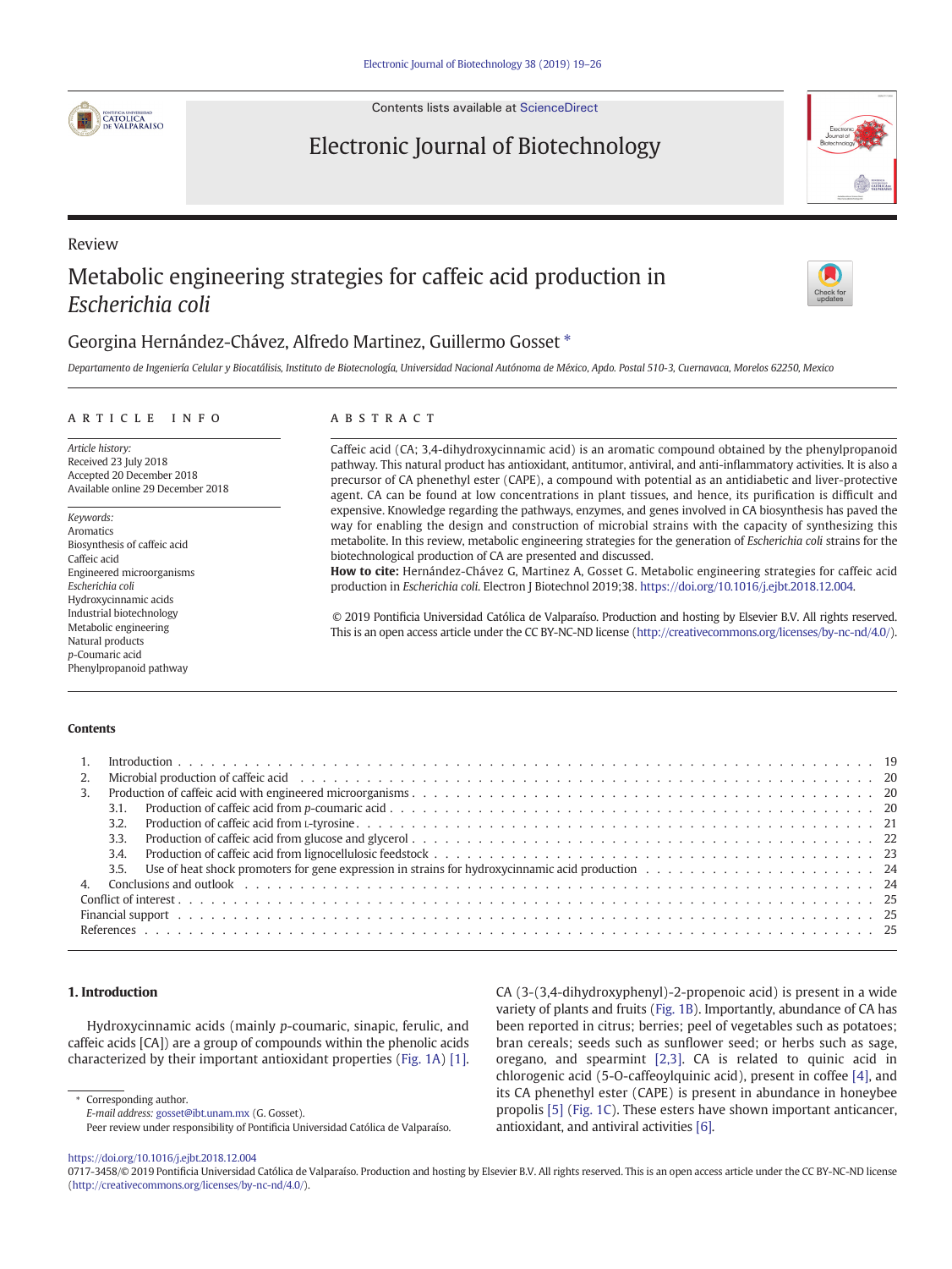Contents lists available at ScienceDirect

Electronic Journal of Biotechnology

Review

# Metabolic engineering strategies for caffeic acid production in *Escherichia coli*

Georgina Hernández-Chávez, Alfredo Martinez, Guillermo Gosset *

*Departamento de Ingeniería Celular y Biocatálisis, Instituto de Biotecnología, Universidad Nacional Autónoma de México, Apdo. Postal 510-3, Cuernavaca, Morelos 62250, Mexico*

## ARTICLE INFO

*Article history:*
Received 23 July 2018
Accepted 20 December 2018
Available online 29 December 2018

*Keywords:*
Aromatics
Biosynthesis of caffeic acid
Caffeic acid
Engineered microorganisms
*Escherichia coli*
Hydroxycinnamic acids
Industrial biotechnology
Metabolic engineering
Natural products
*p*-Coumaric acid
Phenylpropanoid pathway

## ABSTRACT

Caffeic acid (CA; 3,4-dihydroxycinnamic acid) is an aromatic compound obtained by the phenylpropanoid pathway. This natural product has antioxidant, antitumor, antiviral, and anti-inflammatory activities. It is also a precursor of CA phenethyl ester (CAPE), a compound with potential as an antidiabetic and liver-protective agent. CA can be found at low concentrations in plant tissues, and hence, its purification is difficult and expensive. Knowledge regarding the pathways, enzymes, and genes involved in CA biosynthesis has paved the way for enabling the design and construction of microbial strains with the capacity of synthesizing this metabolite. In this review, metabolic engineering strategies for the generation of *Escherichia coli* strains for the biotechnological production of CA are presented and discussed.

**How to cite:** Hernández-Chávez G, Martinez A, Gosset G. Metabolic engineering strategies for caffeic acid production in *Escherichia coli*. Electron J Biotechnol 2019;38. https://doi.org/10.1016/j.ejbt.2018.12.004.

© 2019 Pontificia Universidad Católica de Valparaíso. Production and hosting by Elsevier B.V. All rights reserved. This is an open access article under the CC BY-NC-ND license (http://creativecommons.org/licenses/by-nc-nd/4.0/).

**Contents**

1. Introduction . . . 19
2. Microbial production of caffeic acid . . . 20
3. Production of caffeic acid with engineered microorganisms . . . 20
   - 3.1. Production of caffeic acid from *p*-coumaric acid . . . 20
   - 3.2. Production of caffeic acid from L-tyrosine . . . 21
   - 3.3. Production of caffeic acid from glucose and glycerol . . . 22
   - 3.4. Production of caffeic acid from lignocellulosic feedstock . . . 23
   - 3.5. Use of heat shock promoters for gene expression in strains for hydroxycinnamic acid production . . . 24
4. Conclusions and outlook . . . 24

Conflict of interest . . . 25
Financial support . . . 25
References . . . 25

## 1. Introduction

Hydroxycinnamic acids (mainly *p*-coumaric, sinapic, ferulic, and caffeic acids [CA]) are a group of compounds within the phenolic acids characterized by their important antioxidant properties (Fig. 1A) [1].

CA (3-(3,4-dihydroxyphenyl)-2-propenoic acid) is present in a wide variety of plants and fruits (Fig. 1B). Importantly, abundance of CA has been reported in citrus; berries; peel of vegetables such as potatoes; bran cereals; seeds such as sunflower seed; or herbs such as sage, oregano, and spearmint [2,3]. CA is related to quinic acid in chlorogenic acid (5-O-caffeoylquinic acid), present in coffee [4], and its CA phenethyl ester (CAPE) is present in abundance in honeybee propolis [5] (Fig. 1C). These esters have shown important anticancer, antioxidant, and antiviral activities [6].

\* Corresponding author.
*E-mail address:* gosset@ibt.unam.mx (G. Gosset).
Peer review under responsibility of Pontificia Universidad Católica de Valparaíso.

https://doi.org/10.1016/j.ejbt.2018.12.004
0717-3458/© 2019 Pontificia Universidad Católica de Valparaíso. Production and hosting by Elsevier B.V. All rights reserved. This is an open access article under the CC BY-NC-ND license (http://creativecommons.org/licenses/by-nc-nd/4.0/).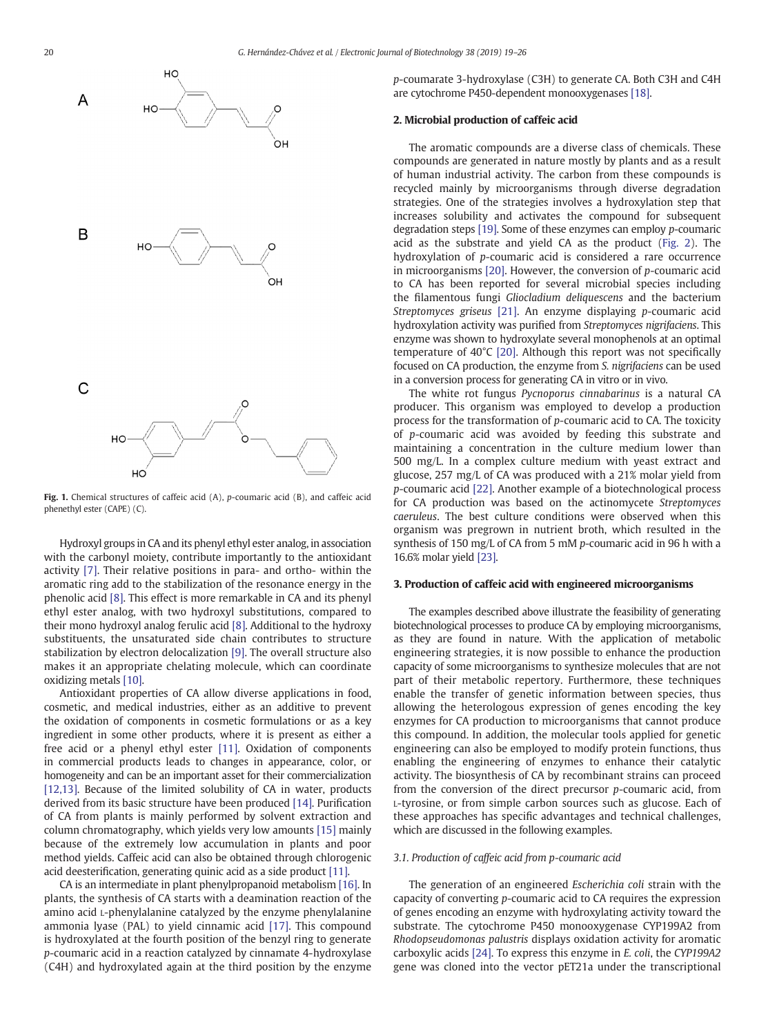Fig. 1. Chemical structures of caffeic acid (A), p-coumaric acid (B), and caffeic acid phenethyl ester (CAPE) (C).

Hydroxyl groups in CA and its phenyl ethyl ester analog, in association with the carbonyl moiety, contribute importantly to the antioxidant activity [7]. Their relative positions in para- and ortho- within the aromatic ring add to the stabilization of the resonance energy in the phenolic acid [8]. This effect is more remarkable in CA and its phenyl ethyl ester analog, with two hydroxyl substitutions, compared to their mono hydroxyl analog ferulic acid [8]. Additional to the hydroxy substituents, the unsaturated side chain contributes to structure stabilization by electron delocalization [9]. The overall structure also makes it an appropriate chelating molecule, which can coordinate oxidizing metals [10].

Antioxidant properties of CA allow diverse applications in food, cosmetic, and medical industries, either as an additive to prevent the oxidation of components in cosmetic formulations or as a key ingredient in some other products, where it is present as either a free acid or a phenyl ethyl ester [11]. Oxidation of components in commercial products leads to changes in appearance, color, or homogeneity and can be an important asset for their commercialization [12,13]. Because of the limited solubility of CA in water, products derived from its basic structure have been produced [14]. Purification of CA from plants is mainly performed by solvent extraction and column chromatography, which yields very low amounts [15] mainly because of the extremely low accumulation in plants and poor method yields. Caffeic acid can also be obtained through chlorogenic acid deesterification, generating quinic acid as a side product [11].

CA is an intermediate in plant phenylpropanoid metabolism [16]. In plants, the synthesis of CA starts with a deamination reaction of the amino acid L-phenylalanine catalyzed by the enzyme phenylalanine ammonia lyase (PAL) to yield cinnamic acid [17]. This compound is hydroxylated at the fourth position of the benzyl ring to generate *p*-coumaric acid in a reaction catalyzed by cinnamate 4-hydroxylase (C4H) and hydroxylated again at the third position by the enzyme *p*-coumarate 3-hydroxylase (C3H) to generate CA. Both C3H and C4H are cytochrome P450-dependent monooxygenases [18].

## 2. Microbial production of caffeic acid

The aromatic compounds are a diverse class of chemicals. These compounds are generated in nature mostly by plants and as a result of human industrial activity. The carbon from these compounds is recycled mainly by microorganisms through diverse degradation strategies. One of the strategies involves a hydroxylation step that increases solubility and activates the compound for subsequent degradation steps [19]. Some of these enzymes can employ *p*-coumaric acid as the substrate and yield CA as the product (Fig. 2). The hydroxylation of *p*-coumaric acid is considered a rare occurrence in microorganisms [20]. However, the conversion of *p*-coumaric acid to CA has been reported for several microbial species including the filamentous fungi *Gliocladium deliquescens* and the bacterium *Streptomyces griseus* [21]. An enzyme displaying *p*-coumaric acid hydroxylation activity was purified from *Streptomyces nigrifaciens*. This enzyme was shown to hydroxylate several monophenols at an optimal temperature of 40°C [20]. Although this report was not specifically focused on CA production, the enzyme from *S. nigrifaciens* can be used in a conversion process for generating CA in vitro or in vivo.

The white rot fungus *Pycnoporus cinnabarinus* is a natural CA producer. This organism was employed to develop a production process for the transformation of *p*-coumaric acid to CA. The toxicity of *p*-coumaric acid was avoided by feeding this substrate and maintaining a concentration in the culture medium lower than 500 mg/L. In a complex culture medium with yeast extract and glucose, 257 mg/L of CA was produced with a 21% molar yield from *p*-coumaric acid [22]. Another example of a biotechnological process for CA production was based on the actinomycete *Streptomyces caeruleus*. The best culture conditions were observed when this organism was pregrown in nutrient broth, which resulted in the synthesis of 150 mg/L of CA from 5 mM *p*-coumaric acid in 96 h with a 16.6% molar yield [23].

## 3. Production of caffeic acid with engineered microorganisms

The examples described above illustrate the feasibility of generating biotechnological processes to produce CA by employing microorganisms, as they are found in nature. With the application of metabolic engineering strategies, it is now possible to enhance the production capacity of some microorganisms to synthesize molecules that are not part of their metabolic repertory. Furthermore, these techniques enable the transfer of genetic information between species, thus allowing the heterologous expression of genes encoding the key enzymes for CA production to microorganisms that cannot produce this compound. In addition, the molecular tools applied for genetic engineering can also be employed to modify protein functions, thus enabling the engineering of enzymes to enhance their catalytic activity. The biosynthesis of CA by recombinant strains can proceed from the conversion of the direct precursor *p*-coumaric acid, from L-tyrosine, or from simple carbon sources such as glucose. Each of these approaches has specific advantages and technical challenges, which are discussed in the following examples.

### 3.1. Production of caffeic acid from p-coumaric acid

The generation of an engineered *Escherichia coli* strain with the capacity of converting *p*-coumaric acid to CA requires the expression of genes encoding an enzyme with hydroxylating activity toward the substrate. The cytochrome P450 monooxygenase CYP199A2 from *Rhodopseudomonas palustris* displays oxidation activity for aromatic carboxylic acids [24]. To express this enzyme in *E. coli*, the *CYP199A2* gene was cloned into the vector pET21a under the transcriptional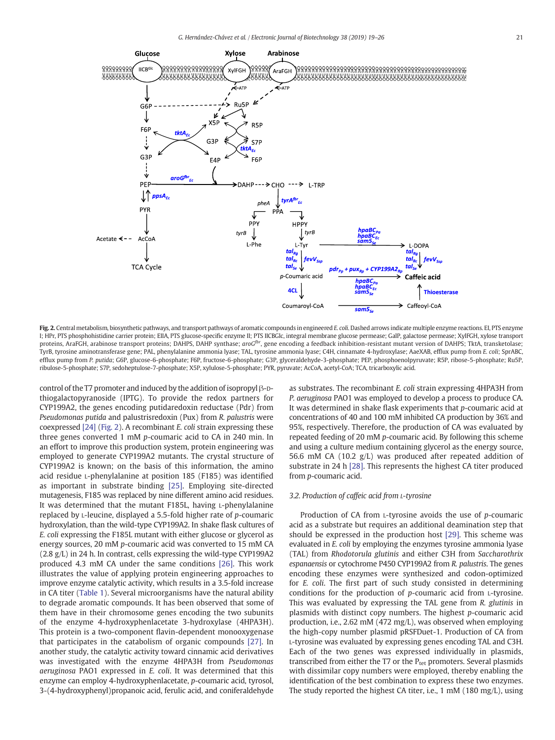**Fig. 2.** Central metabolism, biosynthetic pathways, and transport pathways of aromatic compounds in engineered *E. coli*. Dashed arrows indicate multiple enzyme reactions. EI, PTS enzyme I; HPr, PTS phosphohistidine carrier protein; EIIA, PTS glucose-specific enzyme II; PTS IICBGlc, integral membrane glucose permease; GalP, galactose permease; XylFGH, xylose transport proteins, AraFGH, arabinose transport proteins; DAHPS, DAHP synthase; *aroG*$^{fbr}$, gene encoding a feedback inhibition-resistant mutant version of DAHPS; TktA, transketolase; TyrB, tyrosine aminotransferase gene; PAL, phenylalanine ammonia lyase; TAL, tyrosine ammonia lyase; C4H, cinnamate 4-hydroxylase; AaeXAB, efflux pump from *E. coli*; SprABC, efflux pump from *P. putida*; G6P, glucose-6-phosphate; F6P, fructose-6-phosphate; G3P, glyceraldehyde-3-phosphate; PEP, phosphoenolpyruvate; R5P, ribose-5-phosphate; Ru5P, ribulose-5-phosphate; S7P, sedoheptulose-7-phosphate; X5P, xylulose-5-phosphate; PYR, pyruvate; AcCoA, acetyl-CoA; TCA, tricarboxylic acid.

control of the T7 promoter and induced by the addition of isopropyl β-D-thiogalactopyranoside (IPTG). To provide the redox partners for CYP199A2, the genes encoding putidaredoxin reductase (Pdr) from *Pseudomonas putida* and palustrisredoxin (Pux) from *R. palustris* were coexpressed [24] (Fig. 2). A recombinant *E. coli* strain expressing these three genes converted 1 mM *p*-coumaric acid to CA in 240 min. In an effort to improve this production system, protein engineering was employed to generate CYP199A2 mutants. The crystal structure of CYP199A2 is known; on the basis of this information, the amino acid residue L-phenylalanine at position 185 (F185) was identified as important in substrate binding [25]. Employing site-directed mutagenesis, F185 was replaced by nine different amino acid residues. It was determined that the mutant F185L, having L-phenylalanine replaced by L-leucine, displayed a 5.5-fold higher rate of *p*-coumaric hydroxylation, than the wild-type CYP199A2. In shake flask cultures of *E. coli* expressing the F185L mutant with either glucose or glycerol as energy sources, 20 mM *p*-coumaric acid was converted to 15 mM CA (2.8 g/L) in 24 h. In contrast, cells expressing the wild-type CYP199A2 produced 4.3 mM CA under the same conditions [26]. This work illustrates the value of applying protein engineering approaches to improve enzyme catalytic activity, which results in a 3.5-fold increase in CA titer (Table 1). Several microorganisms have the natural ability to degrade aromatic compounds. It has been observed that some of them have in their chromosome genes encoding the two subunits of the enzyme 4-hydroxyphenlacetate 3-hydroxylase (4HPA3H). This protein is a two-component flavin-dependent monooxygenase that participates in the catabolism of organic compounds [27]. In another study, the catalytic activity toward cinnamic acid derivatives was investigated with the enzyme 4HPA3H from *Pseudomonas aeruginosa* PAO1 expressed in *E. coli*. It was determined that this enzyme can employ 4-hydroxyphenlacetate, *p*-coumaric acid, tyrosol, 3-(4-hydroxyphenyl)propanoic acid, ferulic acid, and coniferaldehyde as substrates. The recombinant *E. coli* strain expressing 4HPA3H from *P. aeruginosa* PAO1 was employed to develop a process to produce CA. It was determined in shake flask experiments that *p*-coumaric acid at concentrations of 40 and 100 mM inhibited CA production by 36% and 95%, respectively. Therefore, the production of CA was evaluated by repeated feeding of 20 mM *p*-coumaric acid. By following this scheme and using a culture medium containing glycerol as the energy source, 56.6 mM CA (10.2 g/L) was produced after repeated addition of substrate in 24 h [28]. This represents the highest CA titer produced from *p*-coumaric acid.

### 3.2. Production of caffeic acid from L-tyrosine

Production of CA from L-tyrosine avoids the use of *p*-coumaric acid as a substrate but requires an additional deamination step that should be expressed in the production host [29]. This scheme was evaluated in *E. coli* by employing the enzymes tyrosine ammonia lyase (TAL) from *Rhodotorula glutinis* and either C3H from *Saccharothrix espanaensis* or cytochrome P450 CYP199A2 from *R. palustris*. The genes encoding these enzymes were synthesized and codon-optimized for *E. coli*. The first part of such study consisted in determining conditions for the production of *p*-coumaric acid from L-tyrosine. This was evaluated by expressing the TAL gene from *R. glutinis* in plasmids with distinct copy numbers. The highest *p*-coumaric acid production, i.e., 2.62 mM (472 mg/L), was observed when employing the high-copy number plasmid pRSFDuet-1. Production of CA from L-tyrosine was evaluated by expressing genes encoding TAL and C3H. Each of the two genes was expressed individually in plasmids, transcribed from either the T7 or the $P_{tet}$ promoters. Several plasmids with dissimilar copy numbers were employed, thereby enabling the identification of the best combination to express these two enzymes. The study reported the highest CA titer, i.e., 1 mM (180 mg/L), using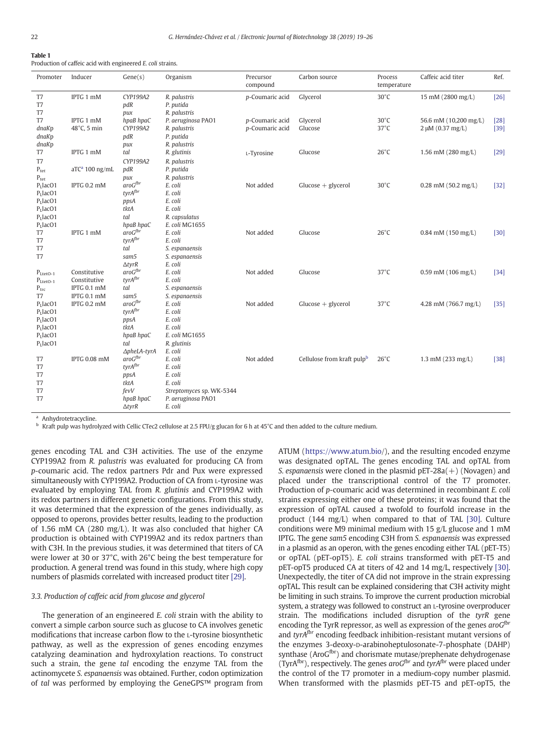**Table 1**
Production of caffeic acid with engineered *E. coli* strains.

| Promoter | Inducer | Gene(s) | Organism | Precursor compound | Carbon source | Process temperature | Caffeic acid titer | Ref. |
|---|---|---|---|---|---|---|---|---|
| T7 | IPTG 1 mM | *CYP199A2* | *R. palustris* | *p*-Coumaric acid | Glycerol | 30°C | 15 mM (2800 mg/L) | [26] |
| T7 | | *pdR* | *P. putida* | | | | | |
| T7 | | *pux* | *R. palustris* | | | | | |
| T7 | IPTG 1 mM | *hpaB hpaC* | *P. aeruginosa* PAO1 | *p*-Coumaric acid | Glycerol | 30°C | 56.6 mM (10,200 mg/L) | [28] |
| *dnaK*p | 48°C, 5 min | *CYP199A2* | *R. palustris* | *p*-Coumaric acid | Glucose | 37°C | 2 μM (0.37 mg/L) | [39] |
| *dnaK*p | | *pdR* | *P. putida* | | | | | |
| *dnaK*p | | *pux* | *R. palustris* | | | | | |
| T7 | IPTG 1 mM | *tal* | *R. glutinis* | L-Tyrosine | Glucose | 26°C | 1.56 mM (280 mg/L) | [29] |
| T7 | | *CYP199A2* | *R. palustris* | | | | | |
| $P_{tet}$ | aTC[a] 100 ng/mL | *pdR* | *P. putida* | | | | | |
| $P_{tet}$ | | *pux* | *R. palustris* | | | | | |
| $P_L$lacO1 | IPTG 0.2 mM | *aroG[fbr]* | *E. coli* | Not added | Glucose + glycerol | 30°C | 0.28 mM (50.2 mg/L) | [32] |
| $P_L$lacO1 | | *tyrA[fbr]* | *E. coli* | | | | | |
| $P_L$lacO1 | | *ppsA* | *E. coli* | | | | | |
| $P_L$lacO1 | | *tktA* | *E. coli* | | | | | |
| $P_L$lacO1 | | *tal* | *R. capsulatus* | | | | | |
| $P_L$lacO1 | | *hpaB hpaC* | *E. coli* MG1655 | | | | | |
| T7 | IPTG 1 mM | *aroG[fbr]* | *E. coli* | Not added | Glucose | 26°C | 0.84 mM (150 mg/L) | [30] |
| T7 | | *tyrA[fbr]* | *E. coli* | | | | | |
| T7 | | *tal* | *S. espanaensis* | | | | | |
| T7 | | *sam5* | *S. espanaensis* | | | | | |
| | | Δ*tyrR* | *E. coli* | | | | | |
| $P_{LtetO-1}$ | Constitutive | *aroG[fbr]* | *E. coli* | Not added | Glucose | 37°C | 0.59 mM (106 mg/L) | [34] |
| $P_{LtetO-1}$ | Constitutive | *tyrA[fbr]* | *E. coli* | | | | | |
| $P_{trc}$ | IPTG 0.1 mM | *tal* | *S. espanaensis* | | | | | |
| T7 | IPTG 0.1 mM | *sam5* | *S. espanaensis* | | | | | |
| $P_L$lacO1 | IPTG 0.2 mM | *aroG[fbr]* | *E. coli* | Not added | Glucose + glycerol | 37°C | 4.28 mM (766.7 mg/L) | [35] |
| $P_L$lacO1 | | *tyrA[fbr]* | *E. coli* | | | | | |
| $P_L$lacO1 | | *ppsA* | *E. coli* | | | | | |
| $P_L$lacO1 | | *tktA* | *E. coli* | | | | | |
| $P_L$lacO1 | | *hpaB hpaC* | *E. coli* MG1655 | | | | | |
| $P_L$lacO1 | | *tal* | *R. glutinis* | | | | | |
| | | Δ*pheLA-tyrA* | *E. coli* | | | | | |
| T7 | IPTG 0.08 mM | *aroG[fbr]* | *E. coli* | Not added | Cellulose from kraft pulp[b] | 26°C | 1.3 mM (233 mg/L) | [38] |
| T7 | | *tyrA[fbr]* | *E. coli* | | | | | |
| T7 | | *ppsA* | *E. coli* | | | | | |
| T7 | | *tktA* | *E. coli* | | | | | |
| T7 | | *fevV* | *Streptomyces* sp. WK-5344 | | | | | |
| T7 | | *hpaB hpaC* | *P. aeruginosa* PAO1 | | | | | |
| | | Δ*tyrR* | *E. coli* | | | | | |

[a] Anhydrotetracycline.
[b] Kraft pulp was hydrolyzed with Cellic CTec2 cellulose at 2.5 FPU/g glucan for 6 h at 45°C and then added to the culture medium.

genes encoding TAL and C3H activities. The use of the enzyme CYP199A2 from *R. palustris* was evaluated for producing CA from *p*-coumaric acid. The redox partners Pdr and Pux were expressed simultaneously with CYP199A2. Production of CA from L-tyrosine was evaluated by employing TAL from *R. glutinis* and CYP199A2 with its redox partners in different genetic configurations. From this study, it was determined that the expression of the genes individually, as opposed to operons, provides better results, leading to the production of 1.56 mM CA (280 mg/L). It was also concluded that higher CA production is obtained with CYP199A2 and its redox partners than with C3H. In the previous studies, it was determined that titers of CA were lower at 30 or 37°C, with 26°C being the best temperature for production. A general trend was found in this study, where high copy numbers of plasmids correlated with increased product titer [29].

### 3.3. Production of caffeic acid from glucose and glycerol

The generation of an engineered *E. coli* strain with the ability to convert a simple carbon source such as glucose to CA involves genetic modifications that increase carbon flow to the L-tyrosine biosynthetic pathway, as well as the expression of genes encoding enzymes catalyzing deamination and hydroxylation reactions. To construct such a strain, the gene *tal* encoding the enzyme TAL from the actinomycete *S. espanaensis* was obtained. Further, codon optimization of *tal* was performed by employing the GeneGPS™ program from ATUM (https://www.atum.bio/), and the resulting encoded enzyme was designated opTAL. The genes encoding TAL and opTAL from *S. espanaensis* were cloned in the plasmid pET-28a(+) (Novagen) and placed under the transcriptional control of the T7 promoter. Production of *p*-coumaric acid was determined in recombinant *E. coli* strains expressing either one of these proteins; it was found that the expression of opTAL caused a twofold to fourfold increase in the product (144 mg/L) when compared to that of TAL [30]. Culture conditions were M9 minimal medium with 15 g/L glucose and 1 mM IPTG. The gene *sam5* encoding C3H from *S. espanaensis* was expressed in a plasmid as an operon, with the genes encoding either TAL (pET-T5) or opTAL (pET-opT5). *E. coli* strains transformed with pET-T5 and pET-opT5 produced CA at titers of 42 and 14 mg/L, respectively [30]. Unexpectedly, the titer of CA did not improve in the strain expressing opTAL. This result can be explained considering that C3H activity might be limiting in such strains. To improve the current production microbial system, a strategy was followed to construct an L-tyrosine overproducer strain. The modifications included disruption of the *tyrR* gene encoding the TyrR repressor, as well as expression of the genes *aroG[fbr]* and *tyrA[fbr]* encoding feedback inhibition-resistant mutant versions of the enzymes 3-deoxy-D-arabinoheptulosonate-7-phosphate (DAHP) synthase (AroG[fbr]) and chorismate mutase/prephenate dehydrogenase (TyrA[fbr]), respectively. The genes *aroG[fbr]* and *tyrA[fbr]* were placed under the control of the T7 promoter in a medium-copy number plasmid. When transformed with the plasmids pET-T5 and pET-opT5, the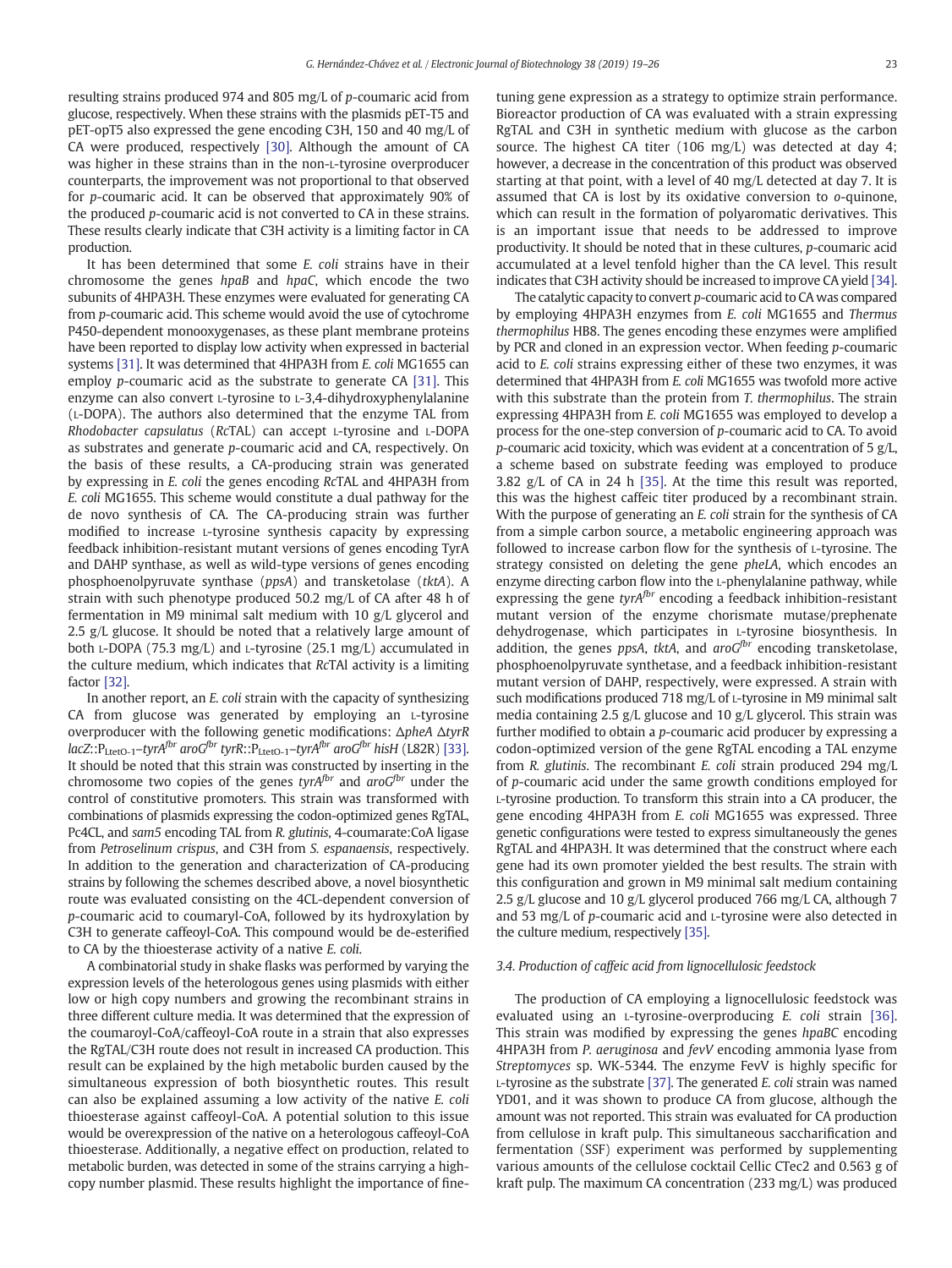resulting strains produced 974 and 805 mg/L of *p*-coumaric acid from glucose, respectively. When these strains with the plasmids pET-T5 and pET-opT5 also expressed the gene encoding C3H, 150 and 40 mg/L of CA were produced, respectively [30]. Although the amount of CA was higher in these strains than in the non-L-tyrosine overproducer counterparts, the improvement was not proportional to that observed for *p*-coumaric acid. It can be observed that approximately 90% of the produced *p*-coumaric acid is not converted to CA in these strains. These results clearly indicate that C3H activity is a limiting factor in CA production.

It has been determined that some *E. coli* strains have in their chromosome the genes *hpaB* and *hpaC*, which encode the two subunits of 4HPA3H. These enzymes were evaluated for generating CA from *p*-coumaric acid. This scheme would avoid the use of cytochrome P450-dependent monooxygenases, as these plant membrane proteins have been reported to display low activity when expressed in bacterial systems [31]. It was determined that 4HPA3H from *E. coli* MG1655 can employ *p*-coumaric acid as the substrate to generate CA [31]. This enzyme can also convert L-tyrosine to L-3,4-dihydroxyphenylalanine (L-DOPA). The authors also determined that the enzyme TAL from *Rhodobacter capsulatus* (*Rc*TAL) can accept L-tyrosine and L-DOPA as substrates and generate *p*-coumaric acid and CA, respectively. On the basis of these results, a CA-producing strain was generated by expressing in *E. coli* the genes encoding *Rc*TAL and 4HPA3H from *E. coli* MG1655. This scheme would constitute a dual pathway for the de novo synthesis of CA. The CA-producing strain was further modified to increase L-tyrosine synthesis capacity by expressing feedback inhibition-resistant mutant versions of genes encoding TyrA and DAHP synthase, as well as wild-type versions of genes encoding phosphoenolpyruvate synthase (*ppsA*) and transketolase (*tktA*). A strain with such phenotype produced 50.2 mg/L of CA after 48 h of fermentation in M9 minimal salt medium with 10 g/L glycerol and 2.5 g/L glucose. It should be noted that a relatively large amount of both L-DOPA (75.3 mg/L) and L-tyrosine (25.1 mg/L) accumulated in the culture medium, which indicates that *Rc*TAl activity is a limiting factor [32].

In another report, an *E. coli* strain with the capacity of synthesizing CA from glucose was generated by employing an L-tyrosine overproducer with the following genetic modifications: Δ*pheA* Δ*tyrR lacZ*::$P_{LtetO-1}$–*tyrA*[fbr] *aroG*[fbr] *tyrR*::$P_{LtetO-1}$–*tyrA*[fbr] *aroG*[fbr] *hisH* (L82R) [33]. It should be noted that this strain was constructed by inserting in the chromosome two copies of the genes *tyrA*[fbr] and *aroG*[fbr] under the control of constitutive promoters. This strain was transformed with combinations of plasmids expressing the codon-optimized genes RgTAL, Pc4CL, and *sam5* encoding TAL from *R. glutinis*, 4-coumarate:CoA ligase from *Petroselinum crispus*, and C3H from *S. espanaensis*, respectively. In addition to the generation and characterization of CA-producing strains by following the schemes described above, a novel biosynthetic route was evaluated consisting on the 4CL-dependent conversion of *p*-coumaric acid to coumaryl-CoA, followed by its hydroxylation by C3H to generate caffeoyl-CoA. This compound would be de-esterified to CA by the thioesterase activity of a native *E. coli*.

A combinatorial study in shake flasks was performed by varying the expression levels of the heterologous genes using plasmids with either low or high copy numbers and growing the recombinant strains in three different culture media. It was determined that the expression of the coumaroyl-CoA/caffeoyl-CoA route in a strain that also expresses the RgTAL/C3H route does not result in increased CA production. This result can be explained by the high metabolic burden caused by the simultaneous expression of both biosynthetic routes. This result can also be explained assuming a low activity of the native *E. coli* thioesterase against caffeoyl-CoA. A potential solution to this issue would be overexpression of the native on a heterologous caffeoyl-CoA thioesterase. Additionally, a negative effect on production, related to metabolic burden, was detected in some of the strains carrying a high-copy number plasmid. These results highlight the importance of fine-tuning gene expression as a strategy to optimize strain performance. Bioreactor production of CA was evaluated with a strain expressing RgTAL and C3H in synthetic medium with glucose as the carbon source. The highest CA titer (106 mg/L) was detected at day 4; however, a decrease in the concentration of this product was observed starting at that point, with a level of 40 mg/L detected at day 7. It is assumed that CA is lost by its oxidative conversion to *o*-quinone, which can result in the formation of polyaromatic derivatives. This is an important issue that needs to be addressed to improve productivity. It should be noted that in these cultures, *p*-coumaric acid accumulated at a level tenfold higher than the CA level. This result indicates that C3H activity should be increased to improve CA yield [34].

The catalytic capacity to convert *p*-coumaric acid to CA was compared by employing 4HPA3H enzymes from *E. coli* MG1655 and *Thermus thermophilus* HB8. The genes encoding these enzymes were amplified by PCR and cloned in an expression vector. When feeding *p*-coumaric acid to *E. coli* strains expressing either of these two enzymes, it was determined that 4HPA3H from *E. coli* MG1655 was twofold more active with this substrate than the protein from *T. thermophilus*. The strain expressing 4HPA3H from *E. coli* MG1655 was employed to develop a process for the one-step conversion of *p*-coumaric acid to CA. To avoid *p*-coumaric acid toxicity, which was evident at a concentration of 5 g/L, a scheme based on substrate feeding was employed to produce 3.82 g/L of CA in 24 h [35]. At the time this result was reported, this was the highest caffeic titer produced by a recombinant strain. With the purpose of generating an *E. coli* strain for the synthesis of CA from a simple carbon source, a metabolic engineering approach was followed to increase carbon flow for the synthesis of L-tyrosine. The strategy consisted on deleting the gene *pheLA*, which encodes an enzyme directing carbon flow into the L-phenylalanine pathway, while expressing the gene *tyrA*[fbr] encoding a feedback inhibition-resistant mutant version of the enzyme chorismate mutase/prephenate dehydrogenase, which participates in L-tyrosine biosynthesis. In addition, the genes *ppsA*, *tktA*, and *aroG*[fbr] encoding transketolase, phosphoenolpyruvate synthetase, and a feedback inhibition-resistant mutant version of DAHP, respectively, were expressed. A strain with such modifications produced 718 mg/L of L-tyrosine in M9 minimal salt media containing 2.5 g/L glucose and 10 g/L glycerol. This strain was further modified to obtain a *p*-coumaric acid producer by expressing a codon-optimized version of the gene RgTAL encoding a TAL enzyme from *R. glutinis*. The recombinant *E. coli* strain produced 294 mg/L of *p*-coumaric acid under the same growth conditions employed for L-tyrosine production. To transform this strain into a CA producer, the gene encoding 4HPA3H from *E. coli* MG1655 was expressed. Three genetic configurations were tested to express simultaneously the genes RgTAL and 4HPA3H. It was determined that the construct where each gene had its own promoter yielded the best results. The strain with this configuration and grown in M9 minimal salt medium containing 2.5 g/L glucose and 10 g/L glycerol produced 766 mg/L CA, although 7 and 53 mg/L of *p*-coumaric acid and L-tyrosine were also detected in the culture medium, respectively [35].

### 3.4. Production of caffeic acid from lignocellulosic feedstock

The production of CA employing a lignocellulosic feedstock was evaluated using an L-tyrosine-overproducing *E. coli* strain [36]. This strain was modified by expressing the genes *hpaBC* encoding 4HPA3H from *P. aeruginosa* and *fevV* encoding ammonia lyase from *Streptomyces* sp. WK-5344. The enzyme FevV is highly specific for L-tyrosine as the substrate [37]. The generated *E. coli* strain was named YD01, and it was shown to produce CA from glucose, although the amount was not reported. This strain was evaluated for CA production from cellulose in kraft pulp. This simultaneous saccharification and fermentation (SSF) experiment was performed by supplementing various amounts of the cellulose cocktail Cellic CTec2 and 0.563 g of kraft pulp. The maximum CA concentration (233 mg/L) was produced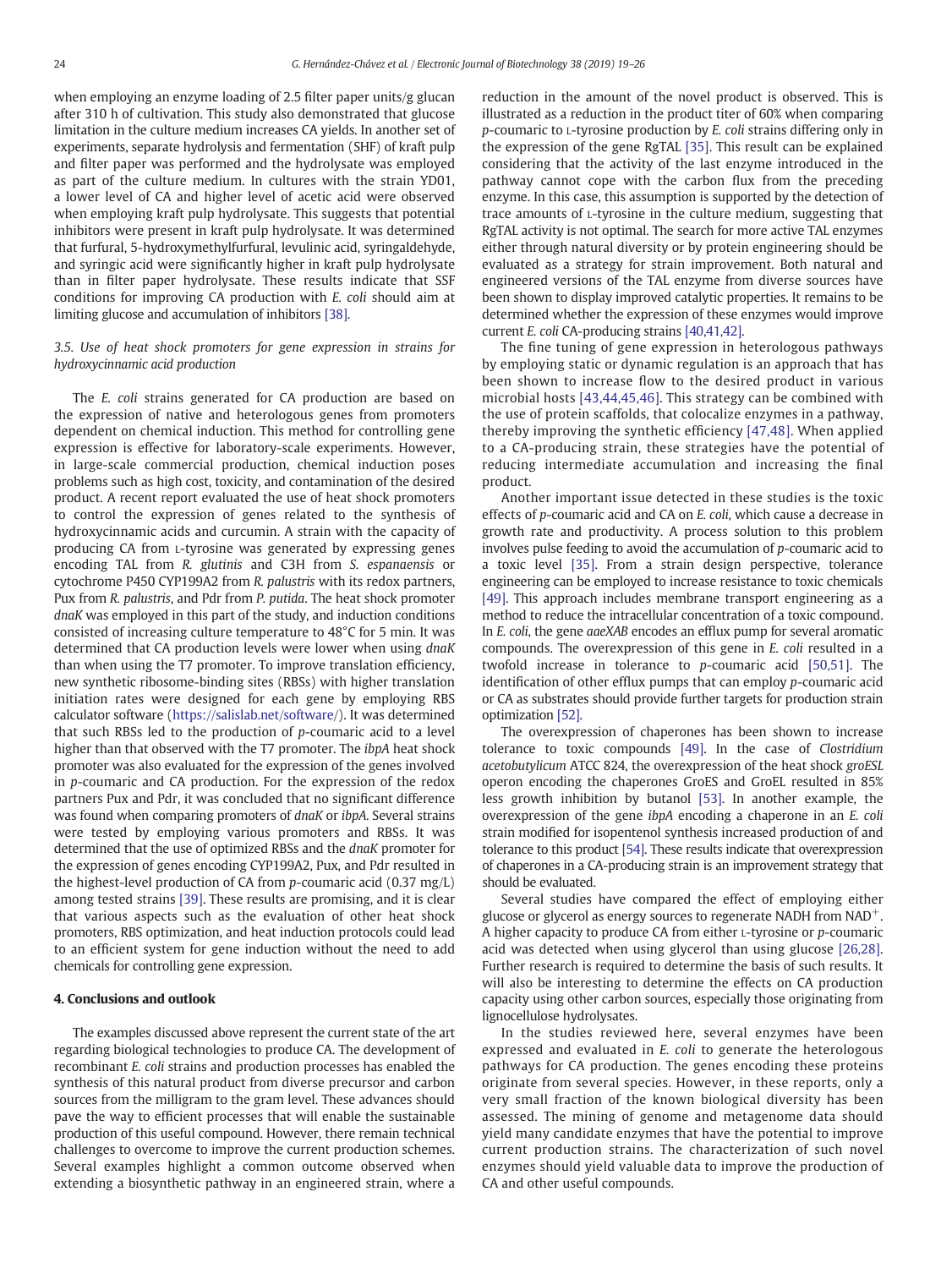when employing an enzyme loading of 2.5 filter paper units/g glucan after 310 h of cultivation. This study also demonstrated that glucose limitation in the culture medium increases CA yields. In another set of experiments, separate hydrolysis and fermentation (SHF) of kraft pulp and filter paper was performed and the hydrolysate was employed as part of the culture medium. In cultures with the strain YD01, a lower level of CA and higher level of acetic acid were observed when employing kraft pulp hydrolysate. This suggests that potential inhibitors were present in kraft pulp hydrolysate. It was determined that furfural, 5-hydroxymethylfurfural, levulinic acid, syringaldehyde, and syringic acid were significantly higher in kraft pulp hydrolysate than in filter paper hydrolysate. These results indicate that SSF conditions for improving CA production with *E. coli* should aim at limiting glucose and accumulation of inhibitors [38].

### 3.5. Use of heat shock promoters for gene expression in strains for hydroxycinnamic acid production

The *E. coli* strains generated for CA production are based on the expression of native and heterologous genes from promoters dependent on chemical induction. This method for controlling gene expression is effective for laboratory-scale experiments. However, in large-scale commercial production, chemical induction poses problems such as high cost, toxicity, and contamination of the desired product. A recent report evaluated the use of heat shock promoters to control the expression of genes related to the synthesis of hydroxycinnamic acids and curcumin. A strain with the capacity of producing CA from L-tyrosine was generated by expressing genes encoding TAL from *R. glutinis* and C3H from *S. espanaensis* or cytochrome P450 CYP199A2 from *R. palustris* with its redox partners, Pux from *R. palustris*, and Pdr from *P. putida*. The heat shock promoter *dnaK* was employed in this part of the study, and induction conditions consisted of increasing culture temperature to 48°C for 5 min. It was determined that CA production levels were lower when using *dnaK* than when using the T7 promoter. To improve translation efficiency, new synthetic ribosome-binding sites (RBSs) with higher translation initiation rates were designed for each gene by employing RBS calculator software (https://salislab.net/software/). It was determined that such RBSs led to the production of *p*-coumaric acid to a level higher than that observed with the T7 promoter. The *ibpA* heat shock promoter was also evaluated for the expression of the genes involved in *p*-coumaric and CA production. For the expression of the redox partners Pux and Pdr, it was concluded that no significant difference was found when comparing promoters of *dnaK* or *ibpA*. Several strains were tested by employing various promoters and RBSs. It was determined that the use of optimized RBSs and the *dnaK* promoter for the expression of genes encoding CYP199A2, Pux, and Pdr resulted in the highest-level production of CA from *p*-coumaric acid (0.37 mg/L) among tested strains [39]. These results are promising, and it is clear that various aspects such as the evaluation of other heat shock promoters, RBS optimization, and heat induction protocols could lead to an efficient system for gene induction without the need to add chemicals for controlling gene expression.

## 4. Conclusions and outlook

The examples discussed above represent the current state of the art regarding biological technologies to produce CA. The development of recombinant *E. coli* strains and production processes has enabled the synthesis of this natural product from diverse precursor and carbon sources from the milligram to the gram level. These advances should pave the way to efficient processes that will enable the sustainable production of this useful compound. However, there remain technical challenges to overcome to improve the current production schemes. Several examples highlight a common outcome observed when extending a biosynthetic pathway in an engineered strain, where a reduction in the amount of the novel product is observed. This is illustrated as a reduction in the product titer of 60% when comparing *p*-coumaric to L-tyrosine production by *E. coli* strains differing only in the expression of the gene RgTAL [35]. This result can be explained considering that the activity of the last enzyme introduced in the pathway cannot cope with the carbon flux from the preceding enzyme. In this case, this assumption is supported by the detection of trace amounts of L-tyrosine in the culture medium, suggesting that RgTAL activity is not optimal. The search for more active TAL enzymes either through natural diversity or by protein engineering should be evaluated as a strategy for strain improvement. Both natural and engineered versions of the TAL enzyme from diverse sources have been shown to display improved catalytic properties. It remains to be determined whether the expression of these enzymes would improve current *E. coli* CA-producing strains [40,41,42].

The fine tuning of gene expression in heterologous pathways by employing static or dynamic regulation is an approach that has been shown to increase flow to the desired product in various microbial hosts [43,44,45,46]. This strategy can be combined with the use of protein scaffolds, that colocalize enzymes in a pathway, thereby improving the synthetic efficiency [47,48]. When applied to a CA-producing strain, these strategies have the potential of reducing intermediate accumulation and increasing the final product.

Another important issue detected in these studies is the toxic effects of *p*-coumaric acid and CA on *E. coli*, which cause a decrease in growth rate and productivity. A process solution to this problem involves pulse feeding to avoid the accumulation of *p*-coumaric acid to a toxic level [35]. From a strain design perspective, tolerance engineering can be employed to increase resistance to toxic chemicals [49]. This approach includes membrane transport engineering as a method to reduce the intracellular concentration of a toxic compound. In *E. coli*, the gene *aaeXAB* encodes an efflux pump for several aromatic compounds. The overexpression of this gene in *E. coli* resulted in a twofold increase in tolerance to *p*-coumaric acid [50,51]. The identification of other efflux pumps that can employ *p*-coumaric acid or CA as substrates should provide further targets for production strain optimization [52].

The overexpression of chaperones has been shown to increase tolerance to toxic compounds [49]. In the case of *Clostridium acetobutylicum* ATCC 824, the overexpression of the heat shock *groESL* operon encoding the chaperones GroES and GroEL resulted in 85% less growth inhibition by butanol [53]. In another example, the overexpression of the gene *ibpA* encoding a chaperone in an *E. coli* strain modified for isopentenol synthesis increased production of and tolerance to this product [54]. These results indicate that overexpression of chaperones in a CA-producing strain is an improvement strategy that should be evaluated.

Several studies have compared the effect of employing either glucose or glycerol as energy sources to regenerate NADH from $NAD^+$. A higher capacity to produce CA from either L-tyrosine or *p*-coumaric acid was detected when using glycerol than using glucose [26,28]. Further research is required to determine the basis of such results. It will also be interesting to determine the effects on CA production capacity using other carbon sources, especially those originating from lignocellulose hydrolysates.

In the studies reviewed here, several enzymes have been expressed and evaluated in *E. coli* to generate the heterologous pathways for CA production. The genes encoding these proteins originate from several species. However, in these reports, only a very small fraction of the known biological diversity has been assessed. The mining of genome and metagenome data should yield many candidate enzymes that have the potential to improve current production strains. The characterization of such novel enzymes should yield valuable data to improve the production of CA and other useful compounds.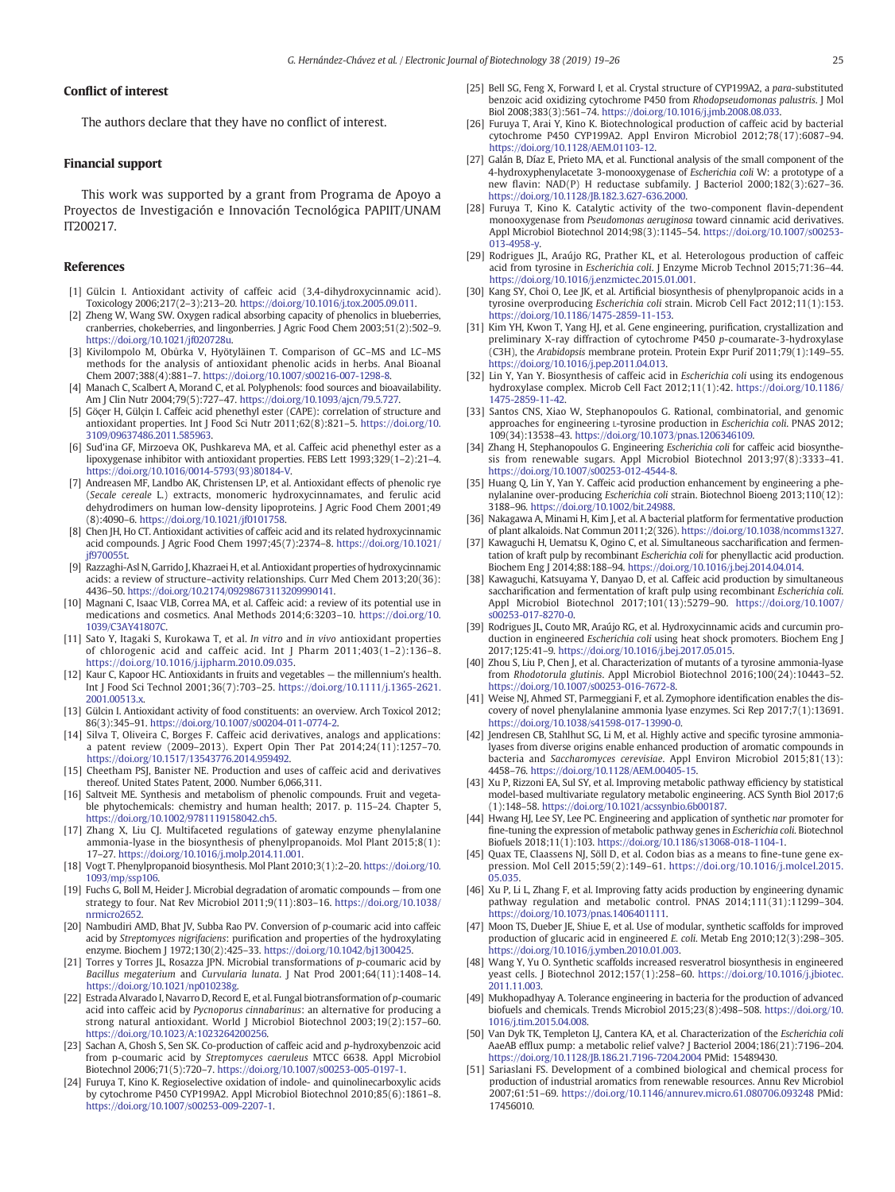## Conflict of interest

The authors declare that they have no conflict of interest.

## Financial support

This work was supported by a grant from Programa de Apoyo a Proyectos de Investigación e Innovación Tecnológica PAPIIT/UNAM IT200217.

## References

[1] Gülcin I. Antioxidant activity of caffeic acid (3,4-dihydroxycinnamic acid). Toxicology 2006;217(2–3):213–20. https://doi.org/10.1016/j.tox.2005.09.011.

[2] Zheng W, Wang SW. Oxygen radical absorbing capacity of phenolics in blueberries, cranberries, chokeberries, and lingonberries. J Agric Food Chem 2003;51(2):502–9. https://doi.org/10.1021/jf020728u.

[3] Kivilompolo M, Obůrka V, Hyötyläinen T. Comparison of GC–MS and LC–MS methods for the analysis of antioxidant phenolic acids in herbs. Anal Bioanal Chem 2007;388(4):881–7. https://doi.org/10.1007/s00216-007-1298-8.

[4] Manach C, Scalbert A, Morand C, et al. Polyphenols: food sources and bioavailability. Am J Clin Nutr 2004;79(5):727–47. https://doi.org/10.1093/ajcn/79.5.727.

[5] Göçer H, Gülçin I. Caffeic acid phenethyl ester (CAPE): correlation of structure and antioxidant properties. Int J Food Sci Nutr 2011;62(8):821–5. https://doi.org/10.3109/09637486.2011.585963.

[6] Sud'ina GF, Mirzoeva OK, Pushkareva MA, et al. Caffeic acid phenethyl ester as a lipoxygenase inhibitor with antioxidant properties. FEBS Lett 1993;329(1–2):21–4. https://doi.org/10.1016/0014-5793(93)80184-V.

[7] Andreasen MF, Landbo AK, Christensen LP, et al. Antioxidant effects of phenolic rye (*Secale cereale* L.) extracts, monomeric hydroxycinnamates, and ferulic acid dehydrodimers on human low-density lipoproteins. J Agric Food Chem 2001;49(8):4090–6. https://doi.org/10.1021/jf0101758.

[8] Chen JH, Ho CT. Antioxidant activities of caffeic acid and its related hydroxycinnamic acid compounds. J Agric Food Chem 1997;45(7):2374–8. https://doi.org/10.1021/jf970055t.

[9] Razzaghi-Asl N, Garrido J, Khazraei H, et al. Antioxidant properties of hydroxycinnamic acids: a review of structure–activity relationships. Curr Med Chem 2013;20(36):4436–50. https://doi.org/10.2174/09298673113209990141.

[10] Magnani C, Isaac VLB, Correa MA, et al. Caffeic acid: a review of its potential use in medications and cosmetics. Anal Methods 2014;6:3203–10. https://doi.org/10.1039/C3AY41807C.

[11] Sato Y, Itagaki S, Kurokawa T, et al. *In vitro* and *in vivo* antioxidant properties of chlorogenic acid and caffeic acid. Int J Pharm 2011;403(1–2):136–8. https://doi.org/10.1016/j.ijpharm.2010.09.035.

[12] Kaur C, Kapoor HC. Antioxidants in fruits and vegetables — the millennium's health. Int J Food Sci Technol 2001;36(7):703–25. https://doi.org/10.1111/j.1365-2621.2001.00513.x.

[13] Gülcin I. Antioxidant activity of food constituents: an overview. Arch Toxicol 2012;86(3):345–91. https://doi.org/10.1007/s00204-011-0774-2.

[14] Silva T, Oliveira C, Borges F. Caffeic acid derivatives, analogs and applications: a patent review (2009–2013). Expert Opin Ther Pat 2014;24(11):1257–70. https://doi.org/10.1517/13543776.2014.959492.

[15] Cheetham PSJ, Banister NE. Production and uses of caffeic acid and derivatives thereof. United States Patent, 2000. Number 6,066,311.

[16] Saltveit ME. Synthesis and metabolism of phenolic compounds. Fruit and vegetable phytochemicals: chemistry and human health; 2017. p. 115–24. Chapter 5, https://doi.org/10.1002/9781119158042.ch5.

[17] Zhang X, Liu CJ. Multifaceted regulations of gateway enzyme phenylalanine ammonia-lyase in the biosynthesis of phenylpropanoids. Mol Plant 2015;8(1):17–27. https://doi.org/10.1016/j.molp.2014.11.001.

[18] Vogt T. Phenylpropanoid biosynthesis. Mol Plant 2010;3(1):2–20. https://doi.org/10.1093/mp/ssp106.

[19] Fuchs G, Boll M, Heider J. Microbial degradation of aromatic compounds — from one strategy to four. Nat Rev Microbiol 2011;9(11):803–16. https://doi.org/10.1038/nrmicro2652.

[20] Nambudiri AMD, Bhat JV, Subba Rao PV. Conversion of *p*-coumaric acid into caffeic acid by *Streptomyces nigrifaciens*: purification and properties of the hydroxylating enzyme. Biochem J 1972;130(2):425–33. https://doi.org/10.1042/bj1300425.

[21] Torres y Torres JL, Rosazza JPN. Microbial transformations of *p*-coumaric acid by *Bacillus megaterium* and *Curvularia lunata*. J Nat Prod 2001;64(11):1408–14. https://doi.org/10.1021/np010238g.

[22] Estrada Alvarado I, Navarro D, Record E, et al. Fungal biotransformation of *p*-coumaric acid into caffeic acid by *Pycnoporus cinnabarinus*: an alternative for producing a strong natural antioxidant. World J Microbiol Biotechnol 2003;19(2):157–60. https://doi.org/10.1023/A:1023264200256.

[23] Sachan A, Ghosh S, Sen SK. Co-production of caffeic acid and *p*-hydroxybenzoic acid from p-coumaric acid by *Streptomyces caeruleus* MTCC 6638. Appl Microbiol Biotechnol 2006;71(5):720–7. https://doi.org/10.1007/s00253-005-0197-1.

[24] Furuya T, Kino K. Regioselective oxidation of indole- and quinolinecarboxylic acids by cytochrome P450 CYP199A2. Appl Microbiol Biotechnol 2010;85(6):1861–8. https://doi.org/10.1007/s00253-009-2207-1.

[25] Bell SG, Feng X, Forward I, et al. Crystal structure of CYP199A2, a *para*-substituted benzoic acid oxidizing cytochrome P450 from *Rhodopseudomonas palustris*. J Mol Biol 2008;383(3):561–74. https://doi.org/10.1016/j.jmb.2008.08.033.

[26] Furuya T, Arai Y, Kino K. Biotechnological production of caffeic acid by bacterial cytochrome P450 CYP199A2. Appl Environ Microbiol 2012;78(17):6087–94. https://doi.org/10.1128/AEM.01103-12.

[27] Galán B, Díaz E, Prieto MA, et al. Functional analysis of the small component of the 4-hydroxyphenylacetate 3-monooxygenase of *Escherichia coli* W: a prototype of a new flavin: NAD(P) H reductase subfamily. J Bacteriol 2000;182(3):627–36. https://doi.org/10.1128/JB.182.3.627-636.2000.

[28] Furuya T, Kino K. Catalytic activity of the two-component flavin-dependent monooxygenase from *Pseudomonas aeruginosa* toward cinnamic acid derivatives. Appl Microbiol Biotechnol 2014;98(3):1145–54. https://doi.org/10.1007/s00253-013-4958-y.

[29] Rodrigues JL, Araújo RG, Prather KL, et al. Heterologous production of caffeic acid from tyrosine in *Escherichia coli*. J Enzyme Microb Technol 2015;71:36–44. https://doi.org/10.1016/j.enzmictec.2015.01.001.

[30] Kang SY, Choi O, Lee JK, et al. Artificial biosynthesis of phenylpropanoic acids in a tyrosine overproducing *Escherichia coli* strain. Microb Cell Fact 2012;11(1):153. https://doi.org/10.1186/1475-2859-11-153.

[31] Kim YH, Kwon T, Yang HJ, et al. Gene engineering, purification, crystallization and preliminary X-ray diffraction of cytochrome P450 *p*-coumarate-3-hydroxylase (C3H), the *Arabidopsis* membrane protein. Protein Expr Purif 2011;79(1):149–55. https://doi.org/10.1016/j.pep.2011.04.013.

[32] Lin Y, Yan Y. Biosynthesis of caffeic acid in *Escherichia coli* using its endogenous hydroxylase complex. Microb Cell Fact 2012;11(1):42. https://doi.org/10.1186/1475-2859-11-42.

[33] Santos CNS, Xiao W, Stephanopoulos G. Rational, combinatorial, and genomic approaches for engineering L-tyrosine production in *Escherichia coli*. PNAS 2012;109(34):13538–43. https://doi.org/10.1073/pnas.1206346109.

[34] Zhang H, Stephanopoulos G. Engineering *Escherichia coli* for caffeic acid biosynthesis from renewable sugars. Appl Microbiol Biotechnol 2013;97(8):3333–41. https://doi.org/10.1007/s00253-012-4544-8.

[35] Huang Q, Lin Y, Yan Y. Caffeic acid production enhancement by engineering a phenylalanine over-producing *Escherichia coli* strain. Biotechnol Bioeng 2013;110(12):3188–96. https://doi.org/10.1002/bit.24988.

[36] Nakagawa A, Minami H, Kim J, et al. A bacterial platform for fermentative production of plant alkaloids. Nat Commun 2011;2(326). https://doi.org/10.1038/ncomms1327.

[37] Kawaguchi H, Uematsu K, Ogino C, et al. Simultaneous saccharification and fermentation of kraft pulp by recombinant *Escherichia coli* for phenyllactic acid production. Biochem Eng J 2014;88:188–94. https://doi.org/10.1016/j.bej.2014.04.014.

[38] Kawaguchi, Katsuyama Y, Danyao D, et al. Caffeic acid production by simultaneous saccharification and fermentation of kraft pulp using recombinant *Escherichia coli*. Appl Microbiol Biotechnol 2017;101(13):5279–90. https://doi.org/10.1007/s00253-017-8270-0.

[39] Rodrigues JL, Couto MR, Araújo RG, et al. Hydroxycinnamic acids and curcumin production in engineered *Escherichia coli* using heat shock promoters. Biochem Eng J 2017;125:41–9. https://doi.org/10.1016/j.bej.2017.05.015.

[40] Zhou S, Liu P, Chen J, et al. Characterization of mutants of a tyrosine ammonia-lyase from *Rhodotorula glutinis*. Appl Microbiol Biotechnol 2016;100(24):10443–52. https://doi.org/10.1007/s00253-016-7672-8.

[41] Weise NJ, Ahmed ST, Parmeggiani F, et al. Zymophore identification enables the discovery of novel phenylalanine ammonia lyase enzymes. Sci Rep 2017;7(1):13691. https://doi.org/10.1038/s41598-017-13990-0.

[42] Jendresen CB, Stahlhut SG, Li M, et al. Highly active and specific tyrosine ammonia-lyases from diverse origins enable enhanced production of aromatic compounds in bacteria and *Saccharomyces cerevisiae*. Appl Environ Microbiol 2015;81(13):4458–76. https://doi.org/10.1128/AEM.00405-15.

[43] Xu P, Rizzoni EA, Sul SY, et al. Improving metabolic pathway efficiency by statistical model-based multivariate regulatory metabolic engineering. ACS Synth Biol 2017;6(1):148–58. https://doi.org/10.1021/acssynbio.6b00187.

[44] Hwang HJ, Lee SY, Lee PC. Engineering and application of synthetic *nar* promoter for fine-tuning the expression of metabolic pathway genes in *Escherichia coli*. Biotechnol Biofuels 2018;11(1):103. https://doi.org/10.1186/s13068-018-1104-1.

[45] Quax TE, Claassens NJ, Söll D, et al. Codon bias as a means to fine-tune gene expression. Mol Cell 2015;59(2):149–61. https://doi.org/10.1016/j.molcel.2015.05.035.

[46] Xu P, Li L, Zhang F, et al. Improving fatty acids production by engineering dynamic pathway regulation and metabolic control. PNAS 2014;111(31):11299–304. https://doi.org/10.1073/pnas.1406401111.

[47] Moon TS, Dueber JE, Shiue E, et al. Use of modular, synthetic scaffolds for improved production of glucaric acid in engineered *E. coli*. Metab Eng 2010;12(3):298–305. https://doi.org/10.1016/j.ymben.2010.01.003.

[48] Wang Y, Yu O. Synthetic scaffolds increased resveratrol biosynthesis in engineered yeast cells. J Biotechnol 2012;157(1):258–60. https://doi.org/10.1016/j.jbiotec.2011.11.003.

[49] Mukhopadhyay A. Tolerance engineering in bacteria for the production of advanced biofuels and chemicals. Trends Microbiol 2015;23(8):498–508. https://doi.org/10.1016/j.tim.2015.04.008.

[50] Van Dyk TK, Templeton LJ, Cantera KA, et al. Characterization of the *Escherichia coli* AaeAB efflux pump: a metabolic relief valve? J Bacteriol 2004;186(21):7196–204. https://doi.org/10.1128/JB.186.21.7196-7204.2004 PMid: 15489430.

[51] Sariaslani FS. Development of a combined biological and chemical process for production of industrial aromatics from renewable resources. Annu Rev Microbiol 2007;61:51–69. https://doi.org/10.1146/annurev.micro.61.080706.093248 PMid: 17456010.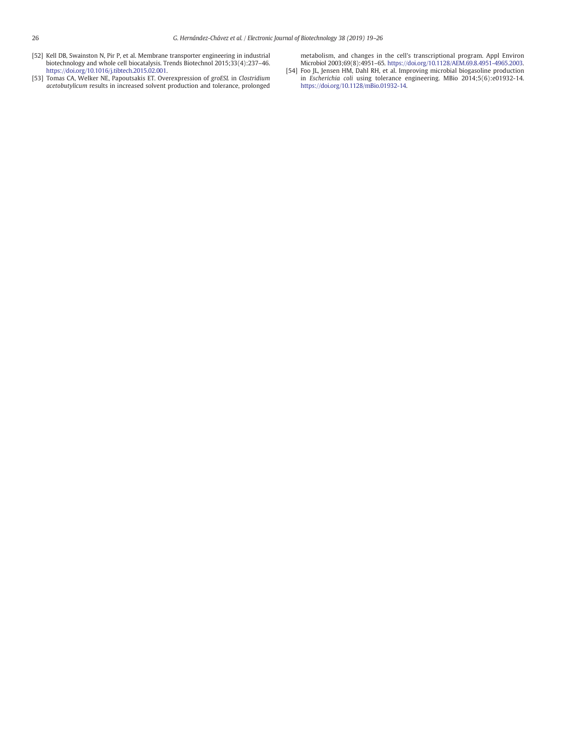[52] Kell DB, Swainston N, Pir P, et al. Membrane transporter engineering in industrial biotechnology and whole cell biocatalysis. Trends Biotechnol 2015;33(4):237–46. https://doi.org/10.1016/j.tibtech.2015.02.001.

[53] Tomas CA, Welker NE, Papoutsakis ET. Overexpression of *groESL* in *Clostridium acetobutylicum* results in increased solvent production and tolerance, prolonged metabolism, and changes in the cell's transcriptional program. Appl Environ Microbiol 2003;69(8):4951–65. https://doi.org/10.1128/AEM.69.8.4951-4965.2003.

[54] Foo JL, Jensen HM, Dahl RH, et al. Improving microbial biogasoline production in *Escherichia coli* using tolerance engineering. MBio 2014;5(6):e01932-14. https://doi.org/10.1128/mBio.01932-14.